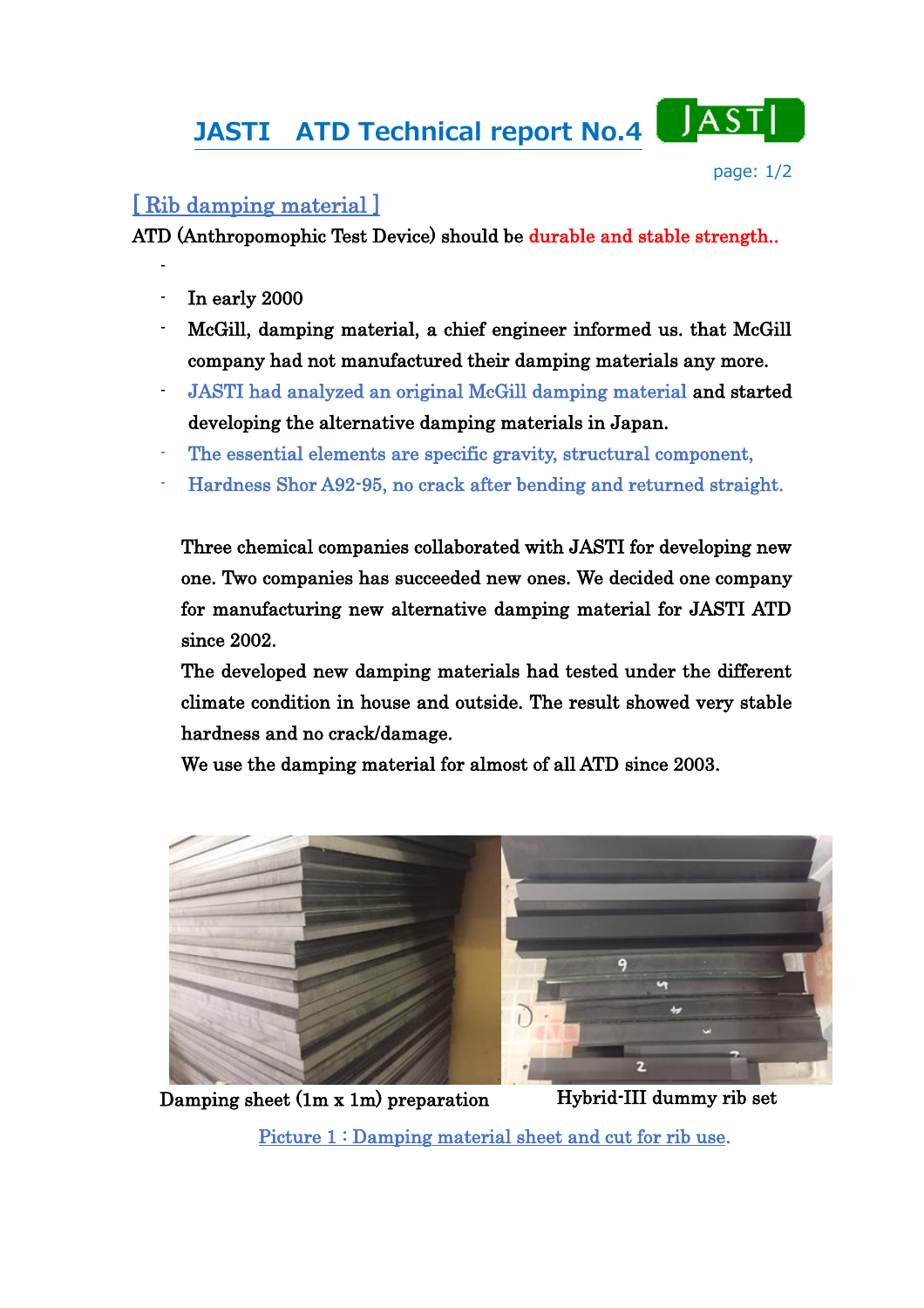# JASTI　ATD Technical report No.4

## [ Rib damping material ]

ATD (Anthropomophic Test Device) should be durable and stable strength..

- 
- In early 2000
- McGill, damping material, a chief engineer informed us. that McGill company had not manufactured their damping materials any more.
- JASTI had analyzed an original McGill damping material and started developing the alternative damping materials in Japan.
- The essential elements are specific gravity, structural component,
- Hardness Shor A92-95, no crack after bending and returned straight.

Three chemical companies collaborated with JASTI for developing new one. Two companies has succeeded new ones. We decided one company for manufacturing new alternative damping material for JASTI ATD since 2002.

The developed new damping materials had tested under the different climate condition in house and outside. The result showed very stable hardness and no crack/damage.

We use the damping material for almost of all ATD since 2003.

Damping sheet (1m x 1m) preparation　　Hybrid-III dummy rib set

Picture 1 : Damping material sheet and cut for rib use.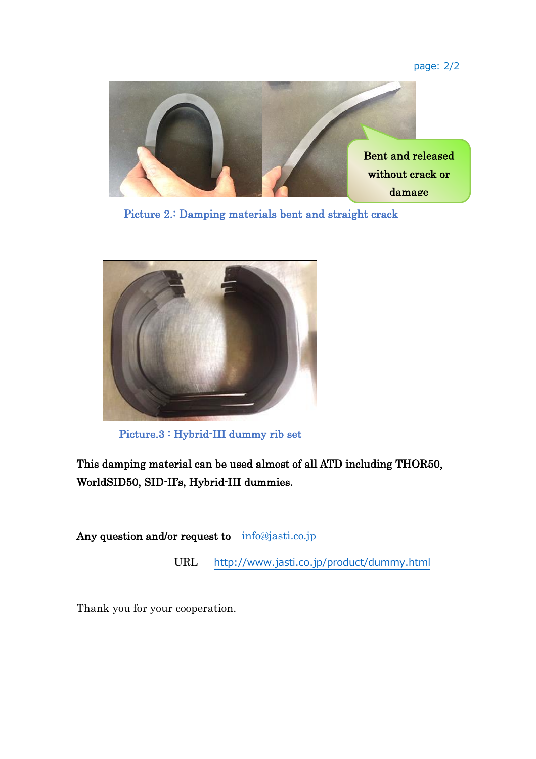Bent and released without crack or damage

Picture 2.: Damping materials bent and straight crack

Picture.3 : Hybrid-III dummy rib set

**This damping material can be used almost of all ATD including THOR50, WorldSID50, SID-II's, Hybrid-III dummies.**

**Any question and/or request to** info@jasti.co.jp

URL http://www.jasti.co.jp/product/dummy.html

Thank you for your cooperation.